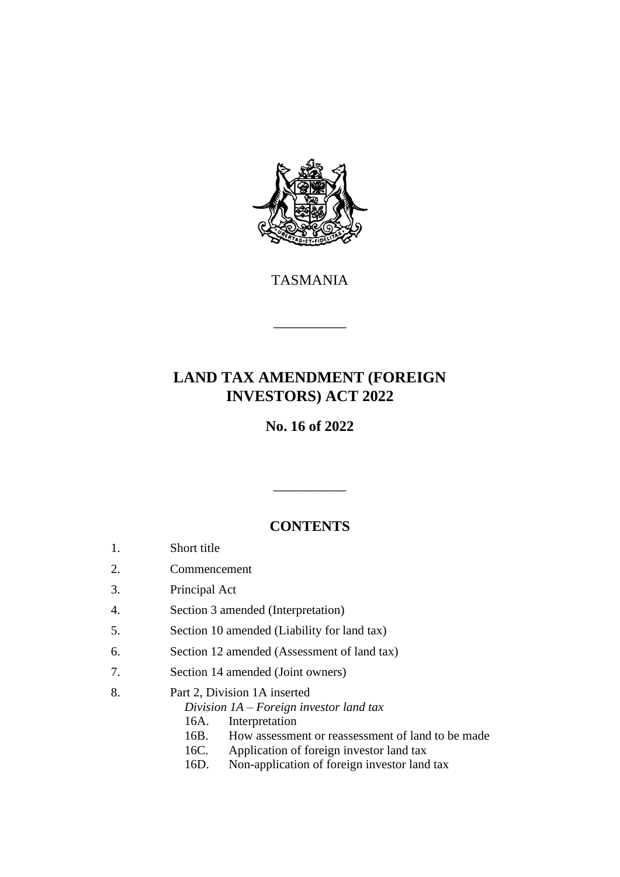TASMANIA

# LAND TAX AMENDMENT (FOREIGN INVESTORS) ACT 2022

**No. 16 of 2022**

## CONTENTS

1. Short title
2. Commencement
3. Principal Act
4. Section 3 amended (Interpretation)
5. Section 10 amended (Liability for land tax)
6. Section 12 amended (Assessment of land tax)
7. Section 14 amended (Joint owners)
8. Part 2, Division 1A inserted

   *Division 1A – Foreign investor land tax*

   16A. Interpretation

   16B. How assessment or reassessment of land to be made

   16C. Application of foreign investor land tax

   16D. Non-application of foreign investor land tax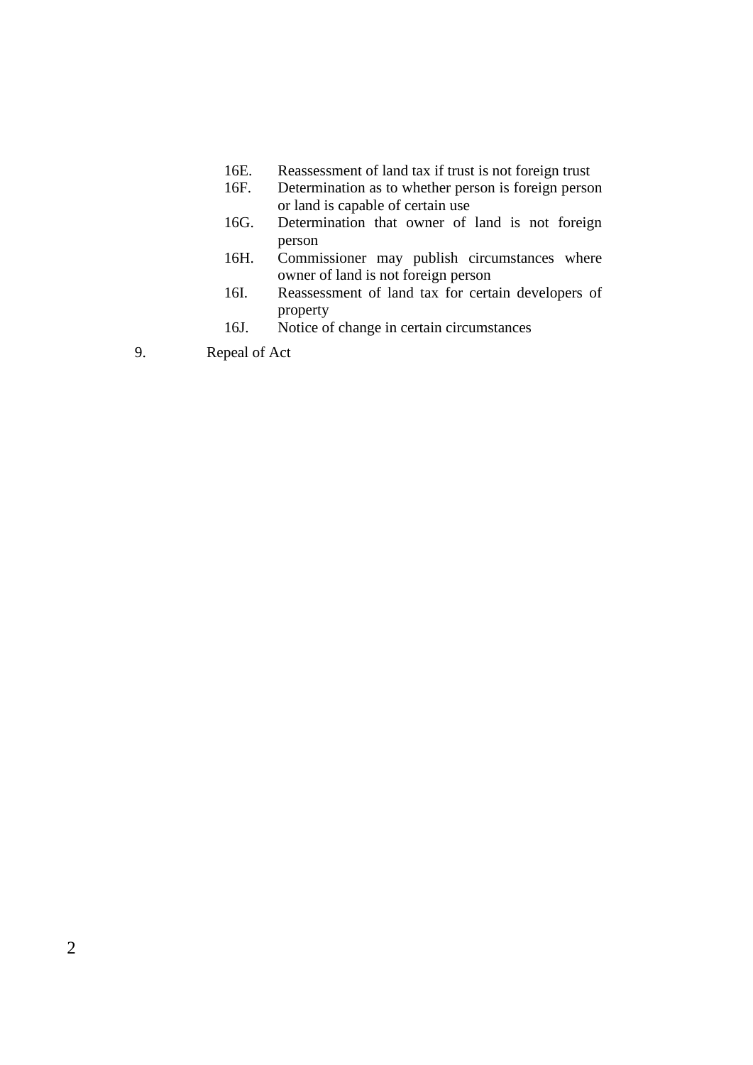16E. Reassessment of land tax if trust is not foreign trust

16F. Determination as to whether person is foreign person or land is capable of certain use

16G. Determination that owner of land is not foreign person

16H. Commissioner may publish circumstances where owner of land is not foreign person

16I. Reassessment of land tax for certain developers of property

16J. Notice of change in certain circumstances

9. Repeal of Act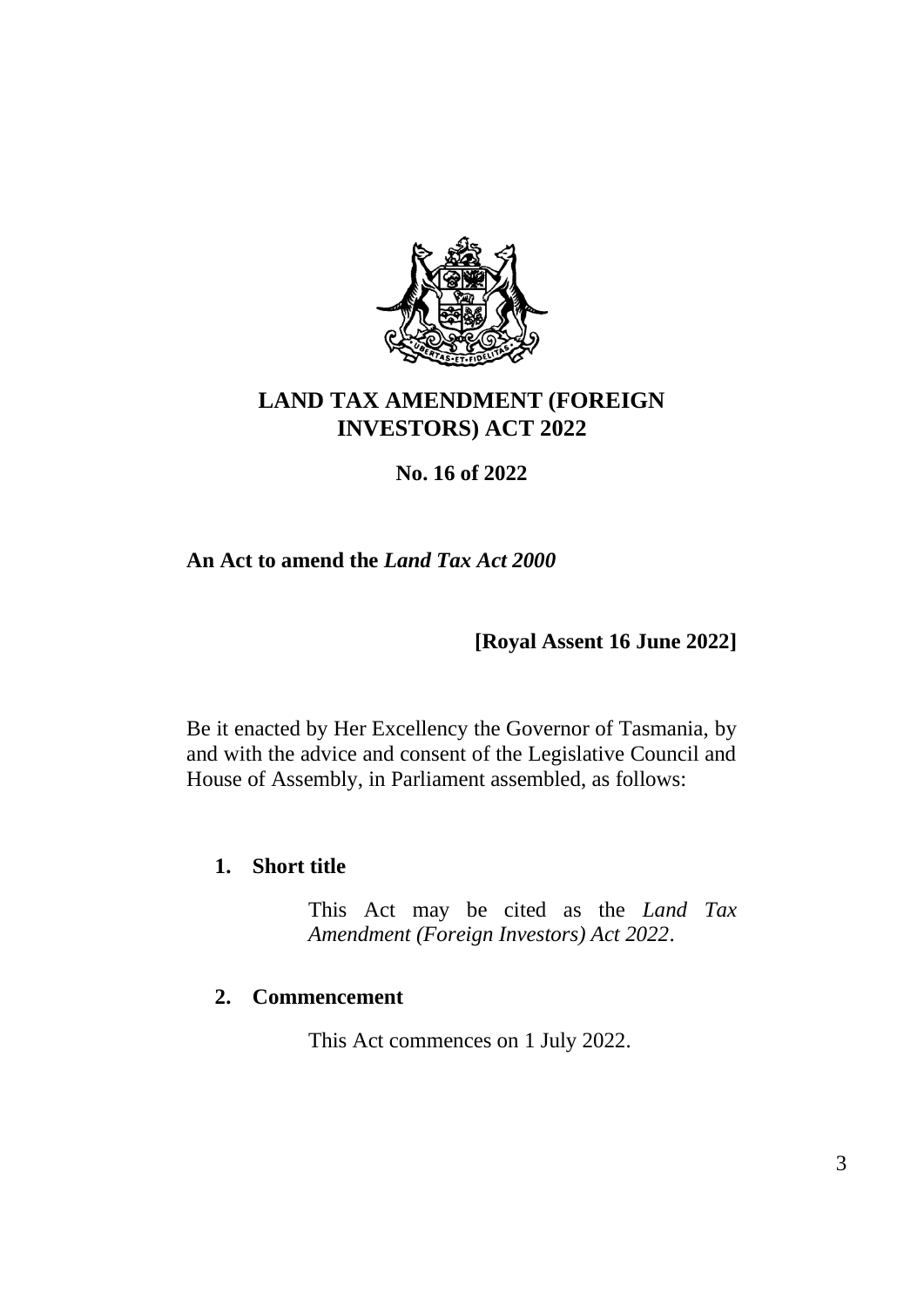# LAND TAX AMENDMENT (FOREIGN INVESTORS) ACT 2022

**No. 16 of 2022**

**An Act to amend the *Land Tax Act 2000***

**[Royal Assent 16 June 2022]**

Be it enacted by Her Excellency the Governor of Tasmania, by and with the advice and consent of the Legislative Council and House of Assembly, in Parliament assembled, as follows:

## 1. Short title

This Act may be cited as the *Land Tax Amendment (Foreign Investors) Act 2022*.

## 2. Commencement

This Act commences on 1 July 2022.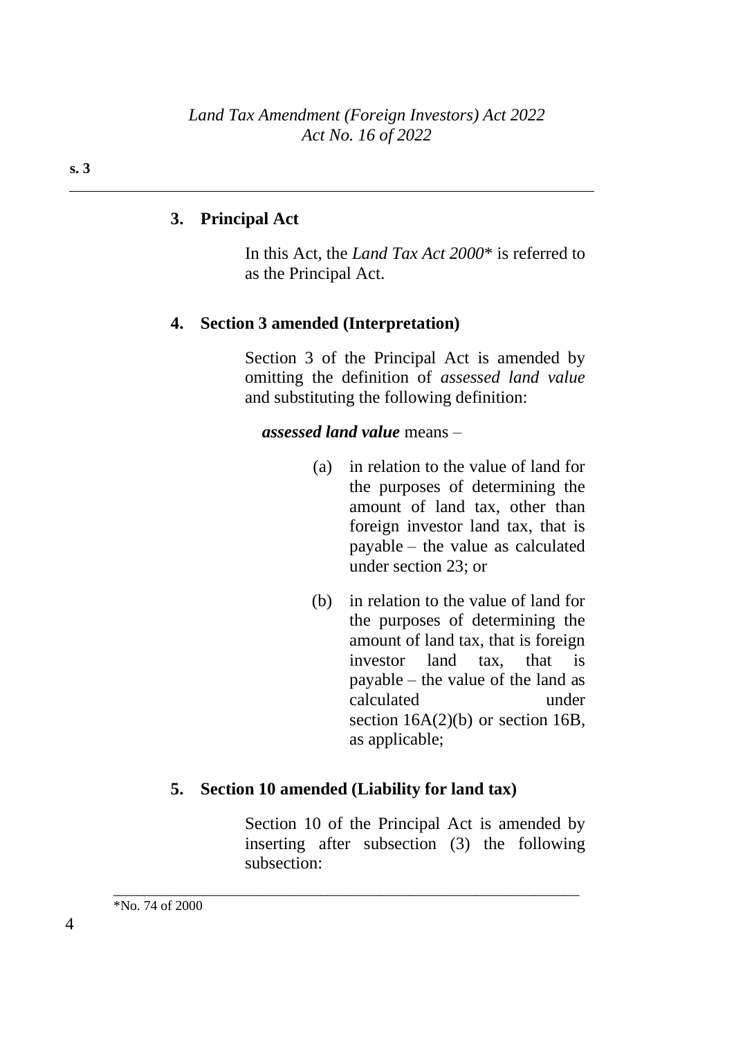**3. Principal Act**

In this Act, the *Land Tax Act 2000*\* is referred to as the Principal Act.

**4. Section 3 amended (Interpretation)**

Section 3 of the Principal Act is amended by omitting the definition of *assessed land value* and substituting the following definition:

***assessed land value*** means –

(a) in relation to the value of land for the purposes of determining the amount of land tax, other than foreign investor land tax, that is payable – the value as calculated under section 23; or

(b) in relation to the value of land for the purposes of determining the amount of land tax, that is foreign investor land tax, that is payable – the value of the land as calculated under section 16A(2)(b) or section 16B, as applicable;

**5. Section 10 amended (Liability for land tax)**

Section 10 of the Principal Act is amended by inserting after subsection (3) the following subsection:

---

\*No. 74 of 2000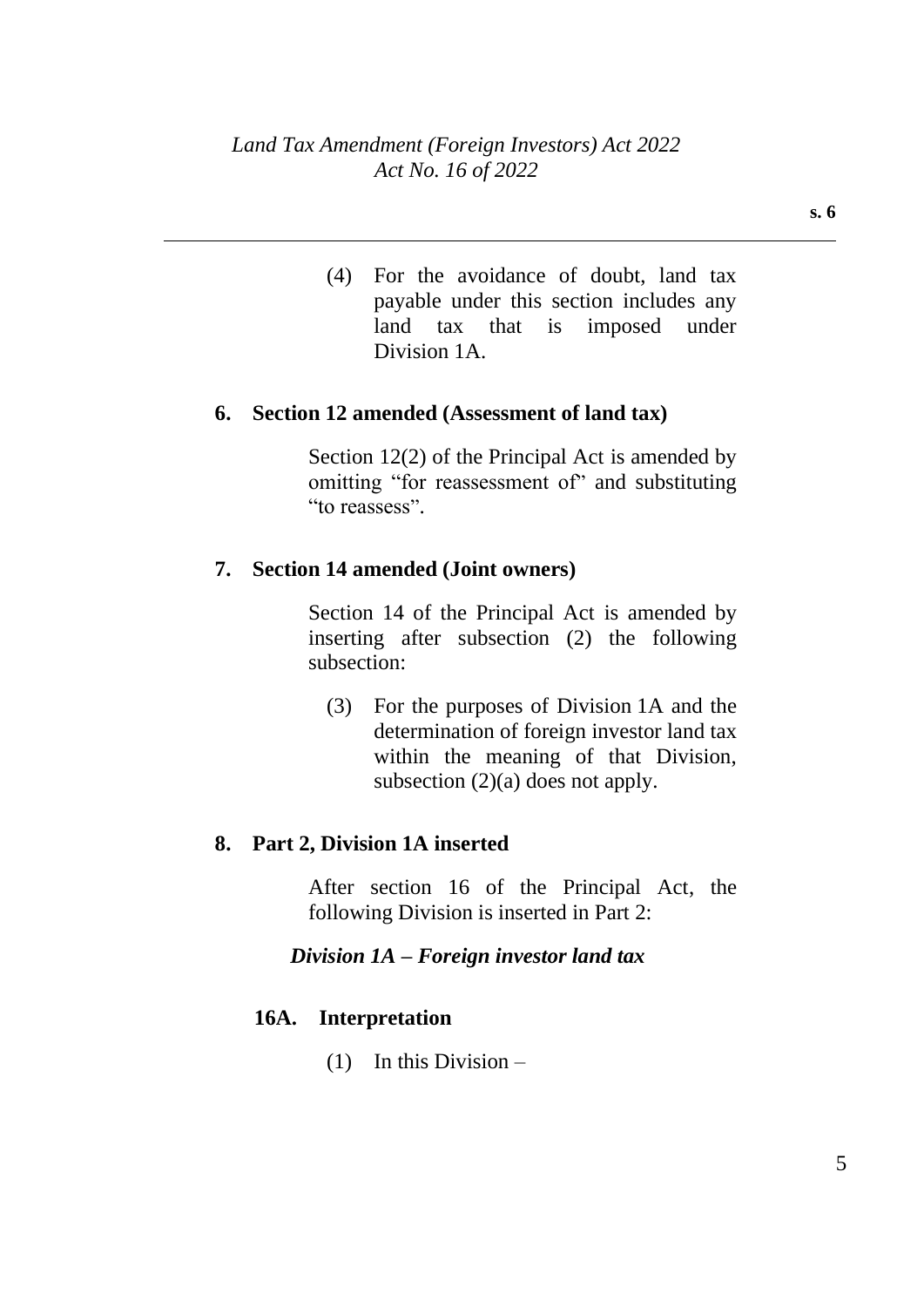(4) For the avoidance of doubt, land tax payable under this section includes any land tax that is imposed under Division 1A.

**6. Section 12 amended (Assessment of land tax)**

Section 12(2) of the Principal Act is amended by omitting "for reassessment of" and substituting "to reassess".

**7. Section 14 amended (Joint owners)**

Section 14 of the Principal Act is amended by inserting after subsection (2) the following subsection:

(3) For the purposes of Division 1A and the determination of foreign investor land tax within the meaning of that Division, subsection (2)(a) does not apply.

**8. Part 2, Division 1A inserted**

After section 16 of the Principal Act, the following Division is inserted in Part 2:

***Division 1A – Foreign investor land tax***

**16A. Interpretation**

(1) In this Division –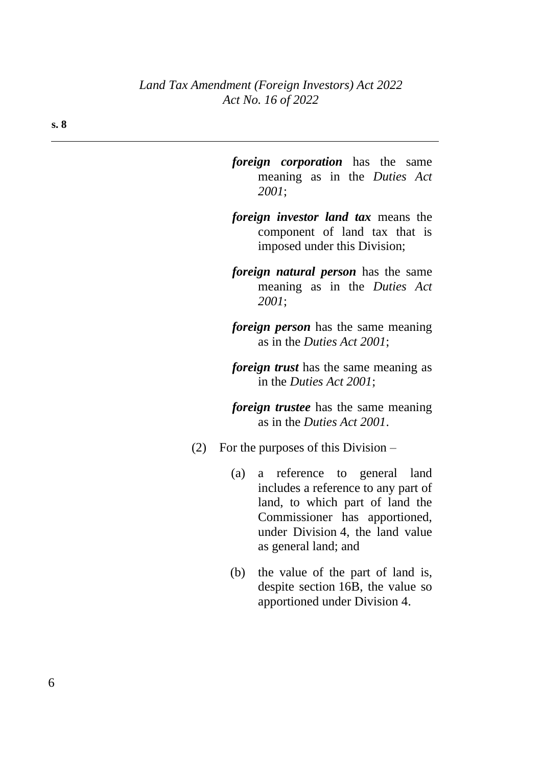***foreign corporation*** has the same meaning as in the *Duties Act 2001*;

***foreign investor land tax*** means the component of land tax that is imposed under this Division;

***foreign natural person*** has the same meaning as in the *Duties Act 2001*;

***foreign person*** has the same meaning as in the *Duties Act 2001*;

***foreign trust*** has the same meaning as in the *Duties Act 2001*;

***foreign trustee*** has the same meaning as in the *Duties Act 2001*.

(2) For the purposes of this Division –

(a) a reference to general land includes a reference to any part of land, to which part of land the Commissioner has apportioned, under Division 4, the land value as general land; and

(b) the value of the part of land is, despite section 16B, the value so apportioned under Division 4.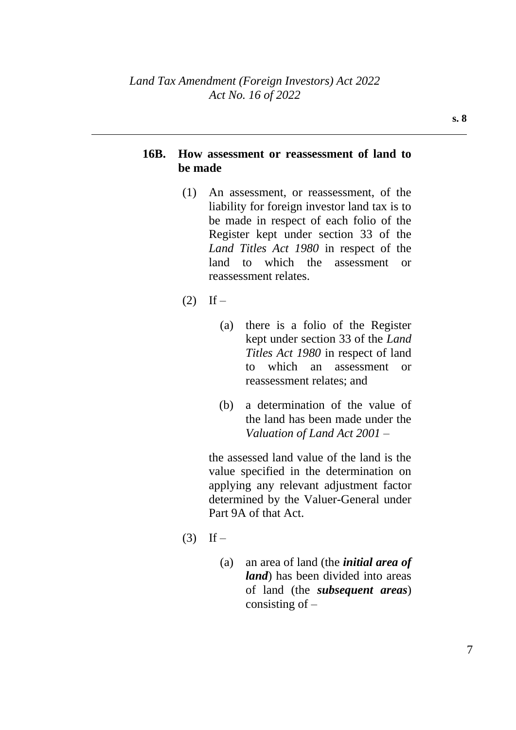### 16B. How assessment or reassessment of land to be made

(1) An assessment, or reassessment, of the liability for foreign investor land tax is to be made in respect of each folio of the Register kept under section 33 of the *Land Titles Act 1980* in respect of the land to which the assessment or reassessment relates.

(2) If –

(a) there is a folio of the Register kept under section 33 of the *Land Titles Act 1980* in respect of land to which an assessment or reassessment relates; and

(b) a determination of the value of the land has been made under the *Valuation of Land Act 2001* –

the assessed land value of the land is the value specified in the determination on applying any relevant adjustment factor determined by the Valuer-General under Part 9A of that Act.

(3) If –

(a) an area of land (the ***initial area of land***) has been divided into areas of land (the ***subsequent areas***) consisting of –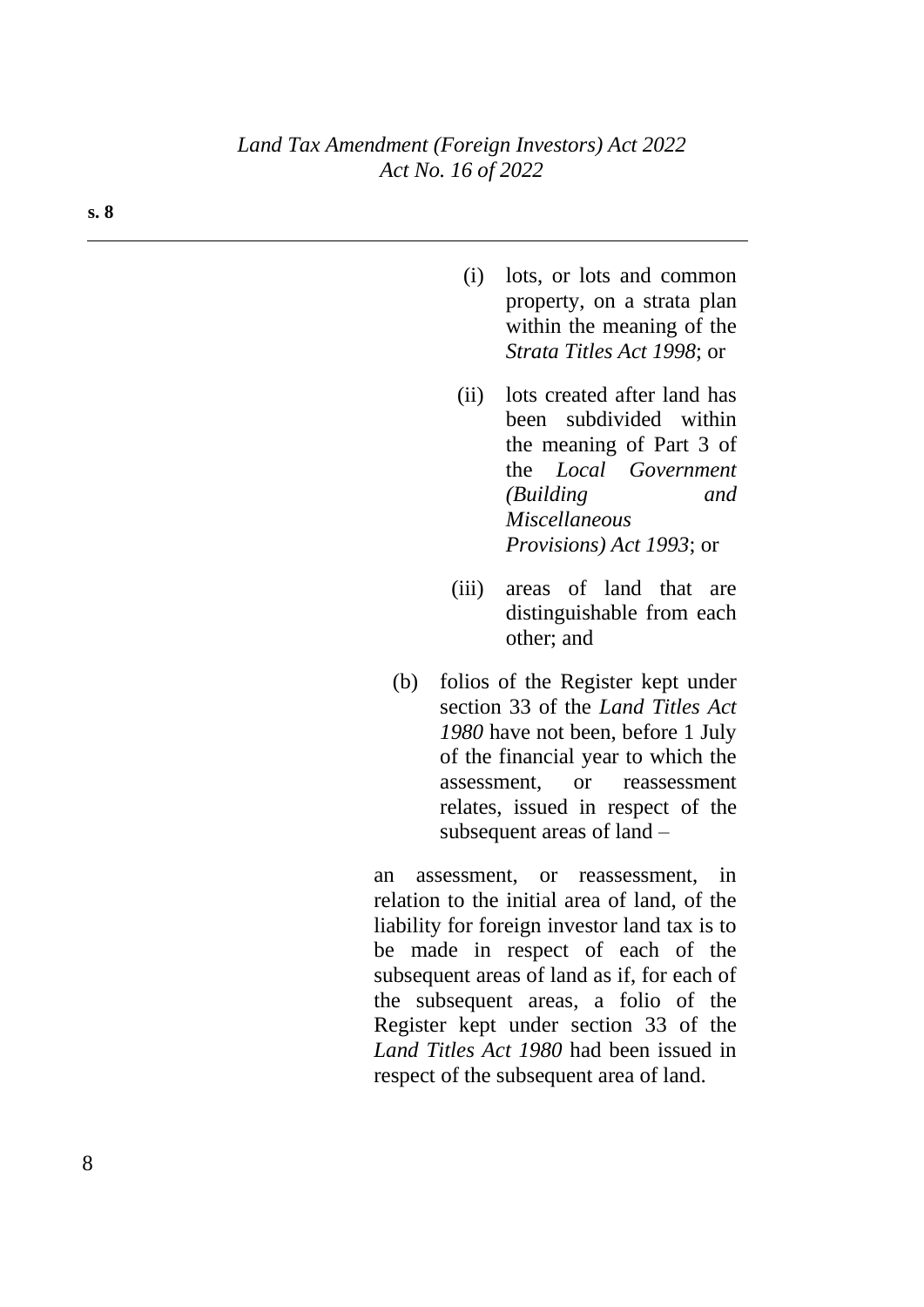(i) lots, or lots and common property, on a strata plan within the meaning of the *Strata Titles Act 1998*; or

(ii) lots created after land has been subdivided within the meaning of Part 3 of the *Local Government (Building and Miscellaneous Provisions) Act 1993*; or

(iii) areas of land that are distinguishable from each other; and

(b) folios of the Register kept under section 33 of the *Land Titles Act 1980* have not been, before 1 July of the financial year to which the assessment, or reassessment relates, issued in respect of the subsequent areas of land –

an assessment, or reassessment, in relation to the initial area of land, of the liability for foreign investor land tax is to be made in respect of each of the subsequent areas of land as if, for each of the subsequent areas, a folio of the Register kept under section 33 of the *Land Titles Act 1980* had been issued in respect of the subsequent area of land.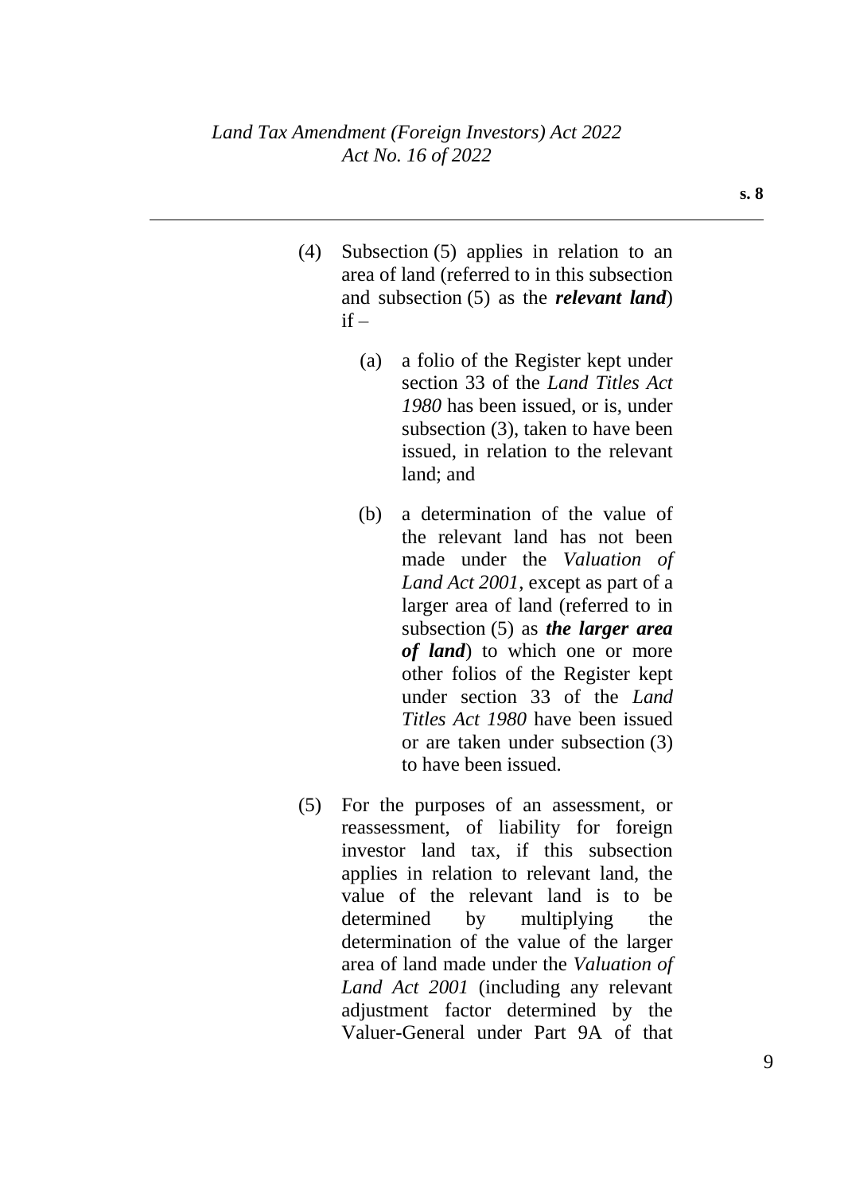(4) Subsection (5) applies in relation to an area of land (referred to in this subsection and subsection (5) as the ***relevant land***) if –

(a) a folio of the Register kept under section 33 of the *Land Titles Act 1980* has been issued, or is, under subsection (3), taken to have been issued, in relation to the relevant land; and

(b) a determination of the value of the relevant land has not been made under the *Valuation of Land Act 2001*, except as part of a larger area of land (referred to in subsection (5) as ***the larger area of land***) to which one or more other folios of the Register kept under section 33 of the *Land Titles Act 1980* have been issued or are taken under subsection (3) to have been issued.

(5) For the purposes of an assessment, or reassessment, of liability for foreign investor land tax, if this subsection applies in relation to relevant land, the value of the relevant land is to be determined by multiplying the determination of the value of the larger area of land made under the *Valuation of Land Act 2001* (including any relevant adjustment factor determined by the Valuer-General under Part 9A of that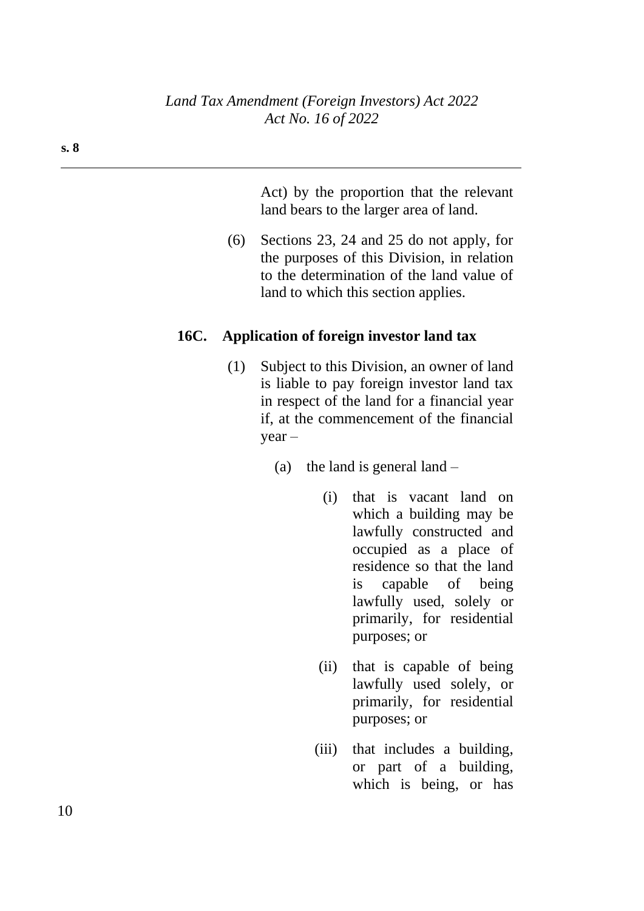Act) by the proportion that the relevant land bears to the larger area of land.

(6) Sections 23, 24 and 25 do not apply, for the purposes of this Division, in relation to the determination of the land value of land to which this section applies.

### 16C. Application of foreign investor land tax

(1) Subject to this Division, an owner of land is liable to pay foreign investor land tax in respect of the land for a financial year if, at the commencement of the financial year –

(a) the land is general land –

(i) that is vacant land on which a building may be lawfully constructed and occupied as a place of residence so that the land is capable of being lawfully used, solely or primarily, for residential purposes; or

(ii) that is capable of being lawfully used solely, or primarily, for residential purposes; or

(iii) that includes a building, or part of a building, which is being, or has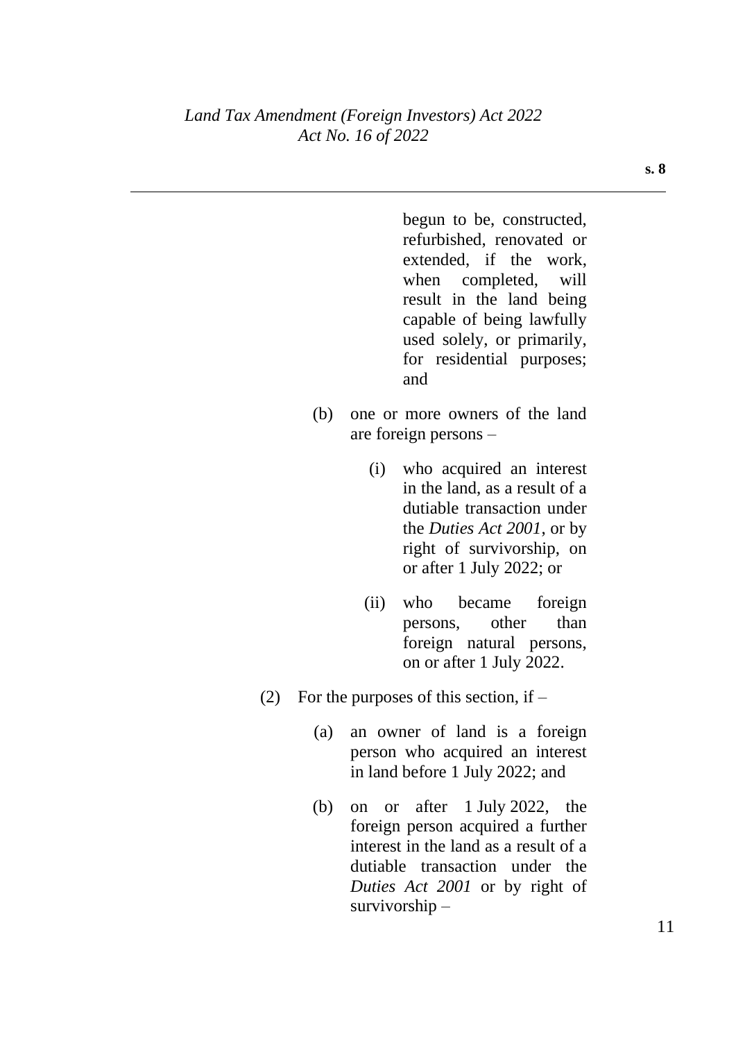begun to be, constructed, refurbished, renovated or extended, if the work, when completed, will result in the land being capable of being lawfully used solely, or primarily, for residential purposes; and

(b) one or more owners of the land are foreign persons –

(i) who acquired an interest in the land, as a result of a dutiable transaction under the *Duties Act 2001*, or by right of survivorship, on or after 1 July 2022; or

(ii) who became foreign persons, other than foreign natural persons, on or after 1 July 2022.

(2) For the purposes of this section, if –

(a) an owner of land is a foreign person who acquired an interest in land before 1 July 2022; and

(b) on or after 1 July 2022, the foreign person acquired a further interest in the land as a result of a dutiable transaction under the *Duties Act 2001* or by right of survivorship –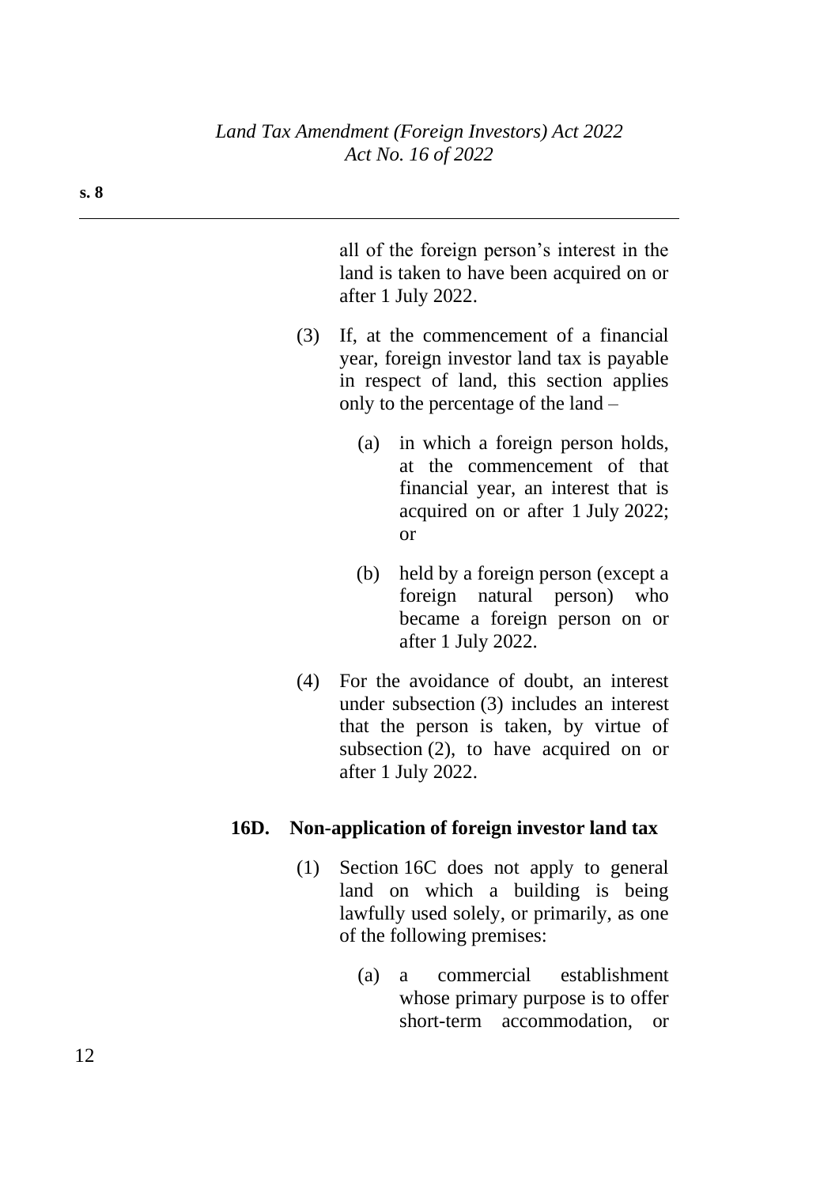all of the foreign person's interest in the land is taken to have been acquired on or after 1 July 2022.

(3) If, at the commencement of a financial year, foreign investor land tax is payable in respect of land, this section applies only to the percentage of the land –

(a) in which a foreign person holds, at the commencement of that financial year, an interest that is acquired on or after 1 July 2022; or

(b) held by a foreign person (except a foreign natural person) who became a foreign person on or after 1 July 2022.

(4) For the avoidance of doubt, an interest under subsection (3) includes an interest that the person is taken, by virtue of subsection (2), to have acquired on or after 1 July 2022.

**16D. Non-application of foreign investor land tax**

(1) Section 16C does not apply to general land on which a building is being lawfully used solely, or primarily, as one of the following premises:

(a) a commercial establishment whose primary purpose is to offer short-term accommodation, or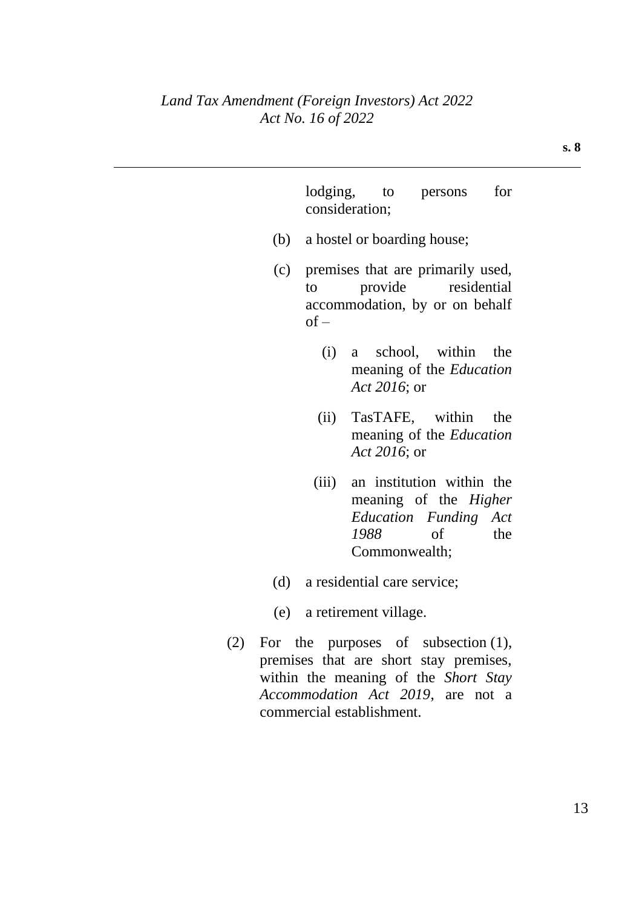lodging, to persons for consideration;

(b) a hostel or boarding house;

(c) premises that are primarily used, to provide residential accommodation, by or on behalf of –

 (i) a school, within the meaning of the *Education Act 2016*; or

 (ii) TasTAFE, within the meaning of the *Education Act 2016*; or

 (iii) an institution within the meaning of the *Higher Education Funding Act 1988* of the Commonwealth;

(d) a residential care service;

(e) a retirement village.

(2) For the purposes of subsection (1), premises that are short stay premises, within the meaning of the *Short Stay Accommodation Act 2019*, are not a commercial establishment.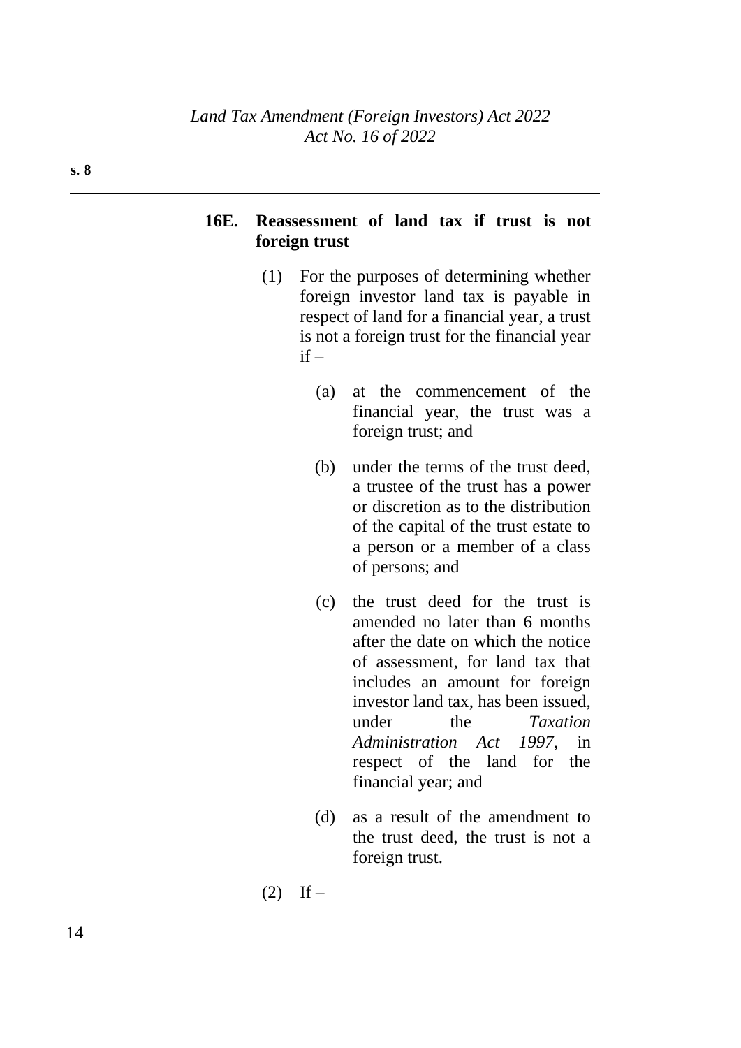**16E. Reassessment of land tax if trust is not foreign trust**

(1) For the purposes of determining whether foreign investor land tax is payable in respect of land for a financial year, a trust is not a foreign trust for the financial year if –

(a) at the commencement of the financial year, the trust was a foreign trust; and

(b) under the terms of the trust deed, a trustee of the trust has a power or discretion as to the distribution of the capital of the trust estate to a person or a member of a class of persons; and

(c) the trust deed for the trust is amended no later than 6 months after the date on which the notice of assessment, for land tax that includes an amount for foreign investor land tax, has been issued, under the *Taxation Administration Act 1997*, in respect of the land for the financial year; and

(d) as a result of the amendment to the trust deed, the trust is not a foreign trust.

(2) If –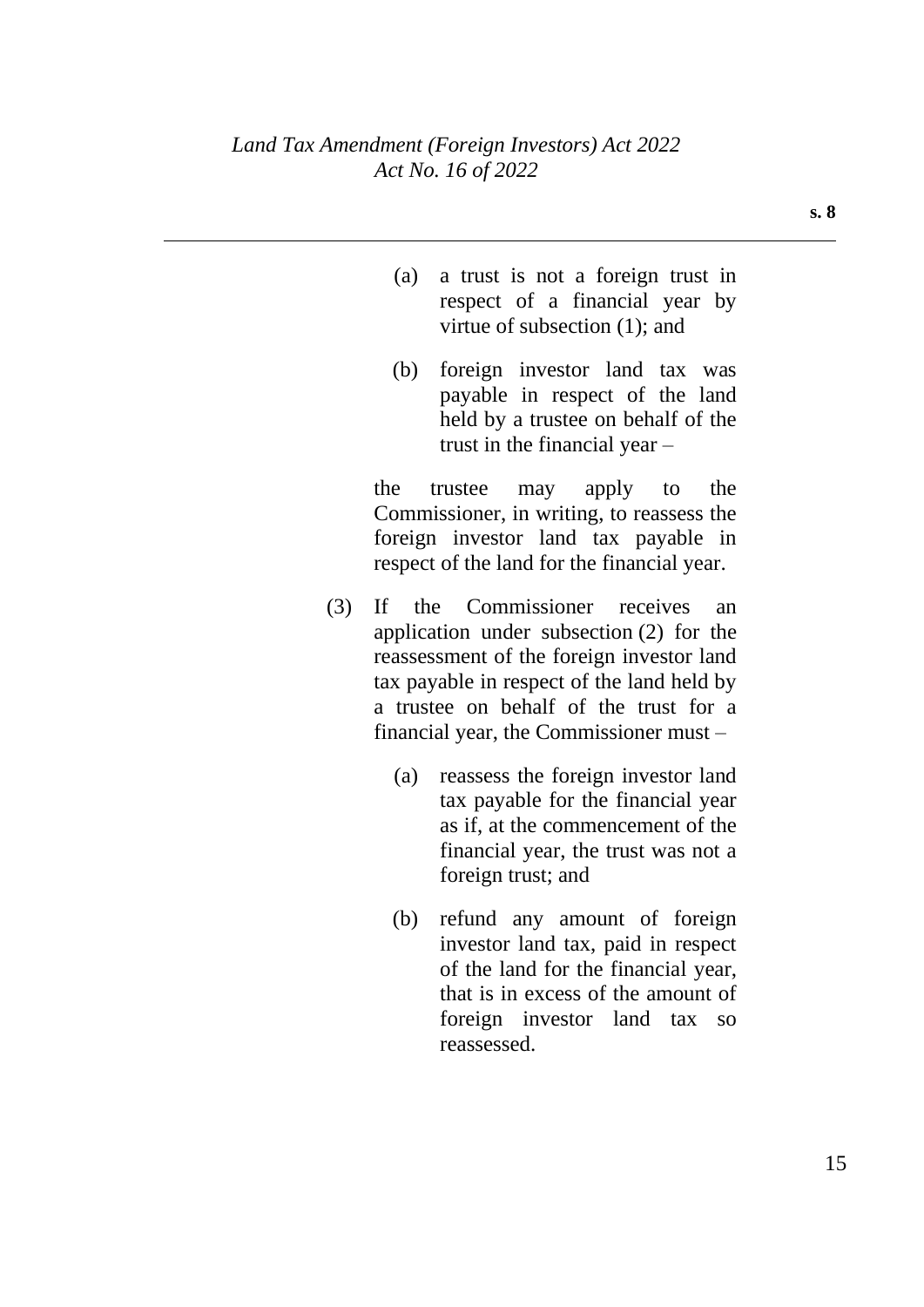(a) a trust is not a foreign trust in respect of a financial year by virtue of subsection (1); and

(b) foreign investor land tax was payable in respect of the land held by a trustee on behalf of the trust in the financial year –

the trustee may apply to the Commissioner, in writing, to reassess the foreign investor land tax payable in respect of the land for the financial year.

(3) If the Commissioner receives an application under subsection (2) for the reassessment of the foreign investor land tax payable in respect of the land held by a trustee on behalf of the trust for a financial year, the Commissioner must –

(a) reassess the foreign investor land tax payable for the financial year as if, at the commencement of the financial year, the trust was not a foreign trust; and

(b) refund any amount of foreign investor land tax, paid in respect of the land for the financial year, that is in excess of the amount of foreign investor land tax so reassessed.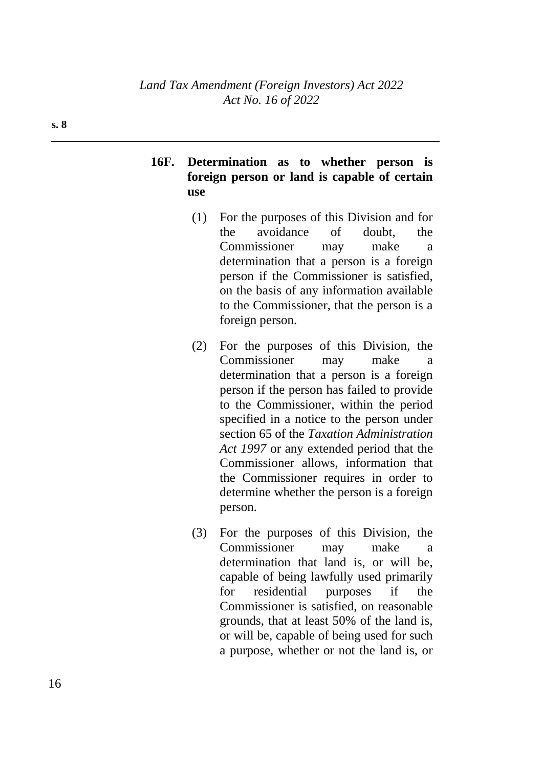**16F. Determination as to whether person is foreign person or land is capable of certain use**

(1) For the purposes of this Division and for the avoidance of doubt, the Commissioner may make a determination that a person is a foreign person if the Commissioner is satisfied, on the basis of any information available to the Commissioner, that the person is a foreign person.

(2) For the purposes of this Division, the Commissioner may make a determination that a person is a foreign person if the person has failed to provide to the Commissioner, within the period specified in a notice to the person under section 65 of the *Taxation Administration Act 1997* or any extended period that the Commissioner allows, information that the Commissioner requires in order to determine whether the person is a foreign person.

(3) For the purposes of this Division, the Commissioner may make a determination that land is, or will be, capable of being lawfully used primarily for residential purposes if the Commissioner is satisfied, on reasonable grounds, that at least 50% of the land is, or will be, capable of being used for such a purpose, whether or not the land is, or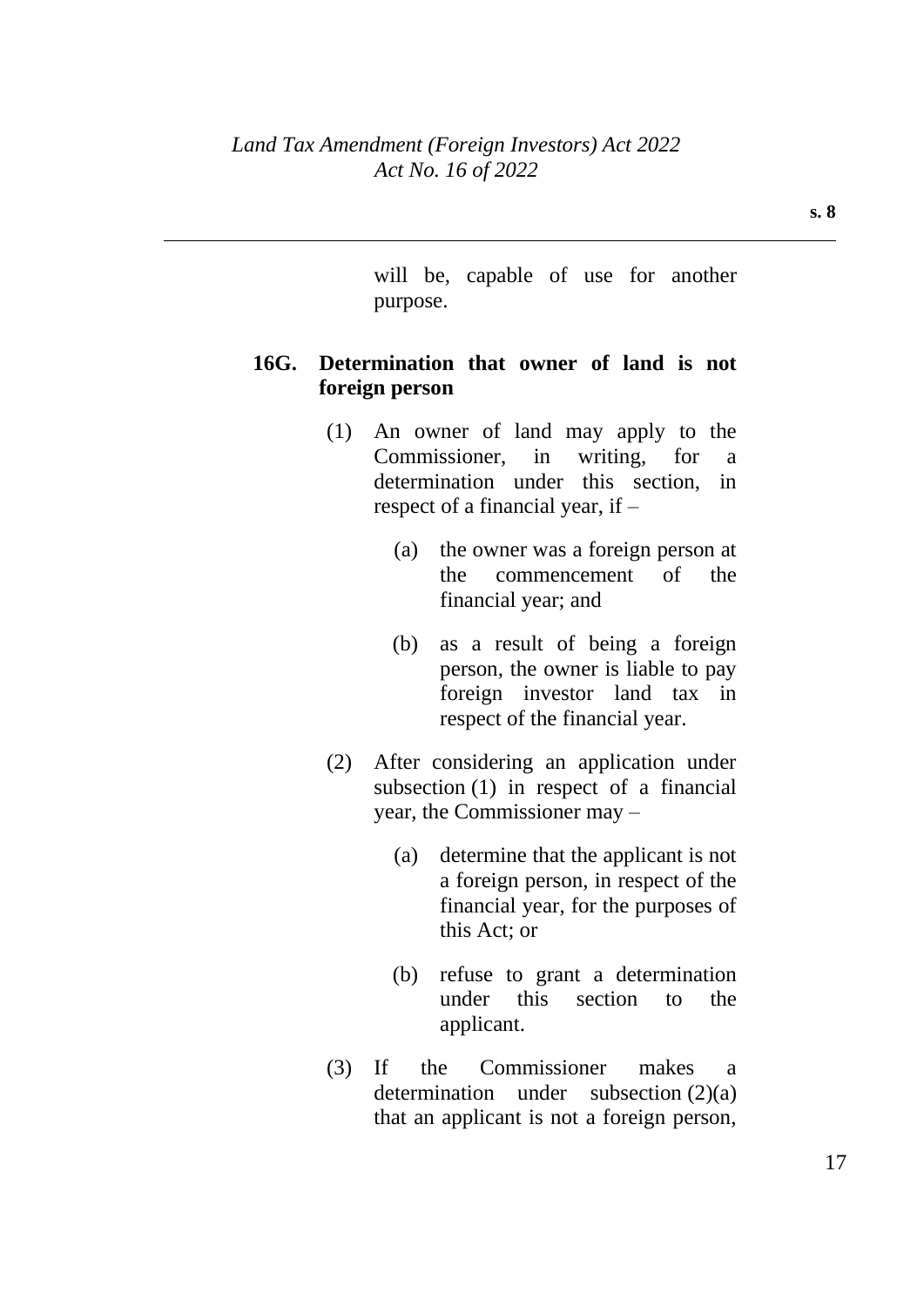will be, capable of use for another purpose.

**16G. Determination that owner of land is not foreign person**

(1) An owner of land may apply to the Commissioner, in writing, for a determination under this section, in respect of a financial year, if –

(a) the owner was a foreign person at the commencement of the financial year; and

(b) as a result of being a foreign person, the owner is liable to pay foreign investor land tax in respect of the financial year.

(2) After considering an application under subsection (1) in respect of a financial year, the Commissioner may –

(a) determine that the applicant is not a foreign person, in respect of the financial year, for the purposes of this Act; or

(b) refuse to grant a determination under this section to the applicant.

(3) If the Commissioner makes a determination under subsection (2)(a) that an applicant is not a foreign person,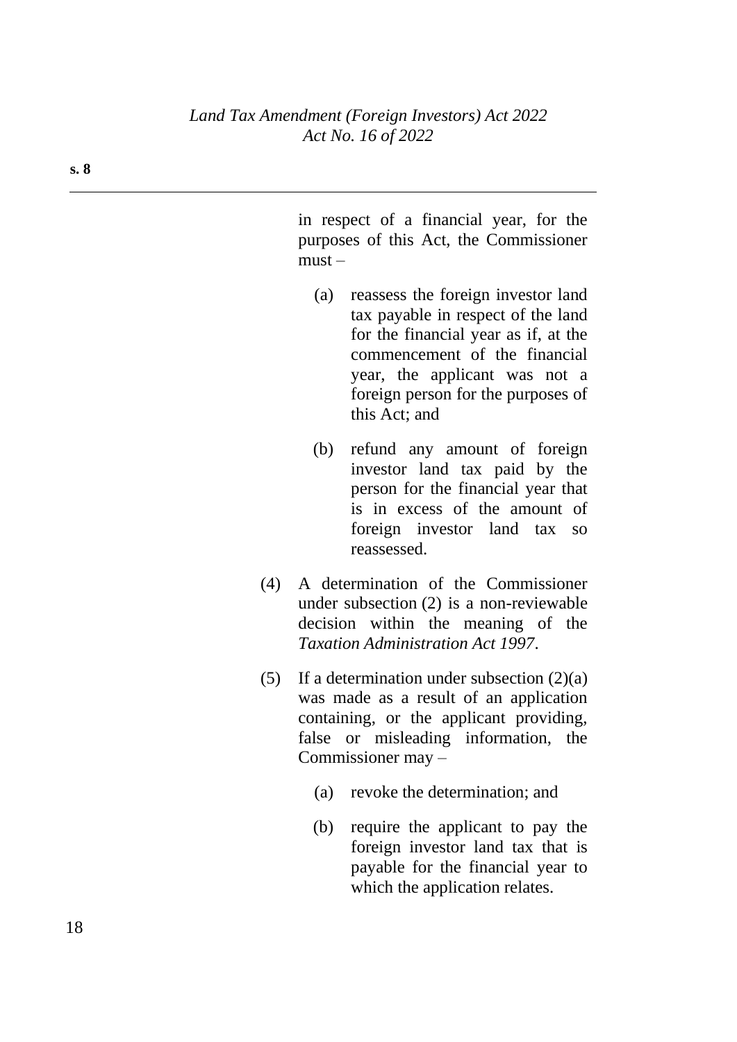in respect of a financial year, for the purposes of this Act, the Commissioner must –

(a) reassess the foreign investor land tax payable in respect of the land for the financial year as if, at the commencement of the financial year, the applicant was not a foreign person for the purposes of this Act; and

(b) refund any amount of foreign investor land tax paid by the person for the financial year that is in excess of the amount of foreign investor land tax so reassessed.

(4) A determination of the Commissioner under subsection (2) is a non-reviewable decision within the meaning of the *Taxation Administration Act 1997*.

(5) If a determination under subsection (2)(a) was made as a result of an application containing, or the applicant providing, false or misleading information, the Commissioner may –

(a) revoke the determination; and

(b) require the applicant to pay the foreign investor land tax that is payable for the financial year to which the application relates.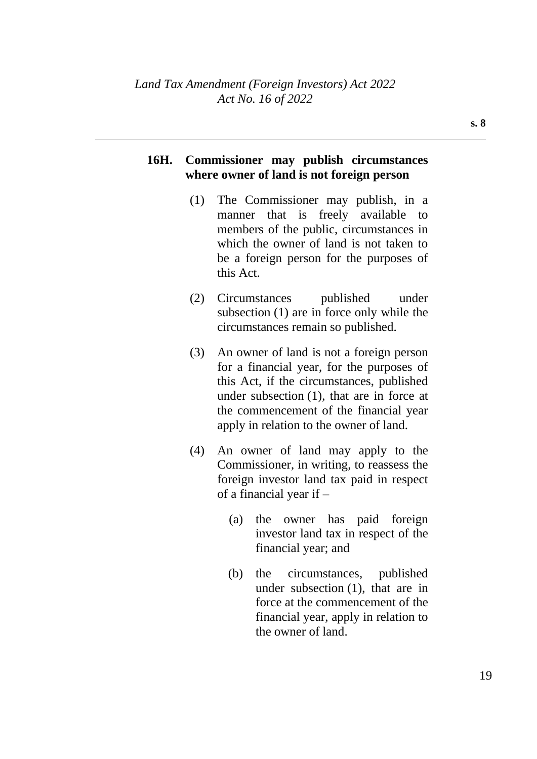### 16H. Commissioner may publish circumstances where owner of land is not foreign person

(1) The Commissioner may publish, in a manner that is freely available to members of the public, circumstances in which the owner of land is not taken to be a foreign person for the purposes of this Act.

(2) Circumstances published under subsection (1) are in force only while the circumstances remain so published.

(3) An owner of land is not a foreign person for a financial year, for the purposes of this Act, if the circumstances, published under subsection (1), that are in force at the commencement of the financial year apply in relation to the owner of land.

(4) An owner of land may apply to the Commissioner, in writing, to reassess the foreign investor land tax paid in respect of a financial year if –

(a) the owner has paid foreign investor land tax in respect of the financial year; and

(b) the circumstances, published under subsection (1), that are in force at the commencement of the financial year, apply in relation to the owner of land.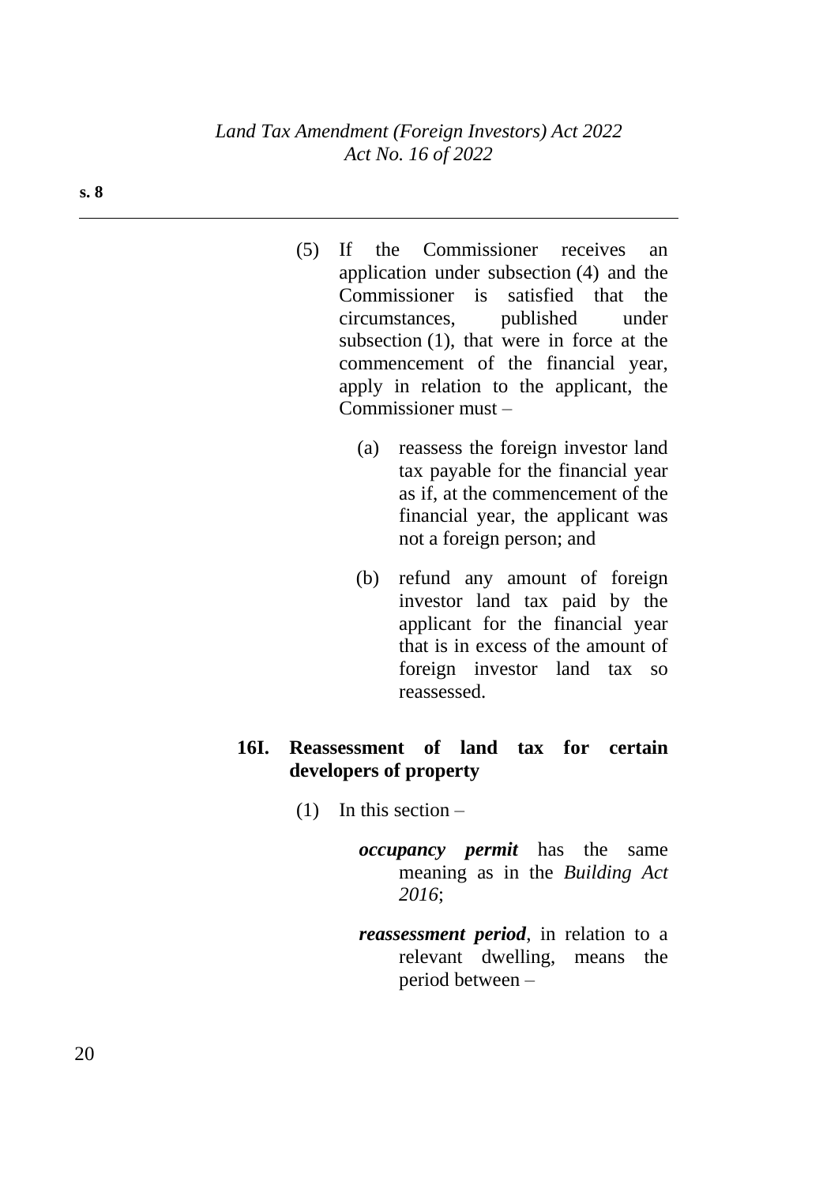(5) If the Commissioner receives an application under subsection (4) and the Commissioner is satisfied that the circumstances, published under subsection (1), that were in force at the commencement of the financial year, apply in relation to the applicant, the Commissioner must –

(a) reassess the foreign investor land tax payable for the financial year as if, at the commencement of the financial year, the applicant was not a foreign person; and

(b) refund any amount of foreign investor land tax paid by the applicant for the financial year that is in excess of the amount of foreign investor land tax so reassessed.

**16I. Reassessment of land tax for certain developers of property**

(1) In this section –

***occupancy permit*** has the same meaning as in the *Building Act 2016*;

***reassessment period***, in relation to a relevant dwelling, means the period between –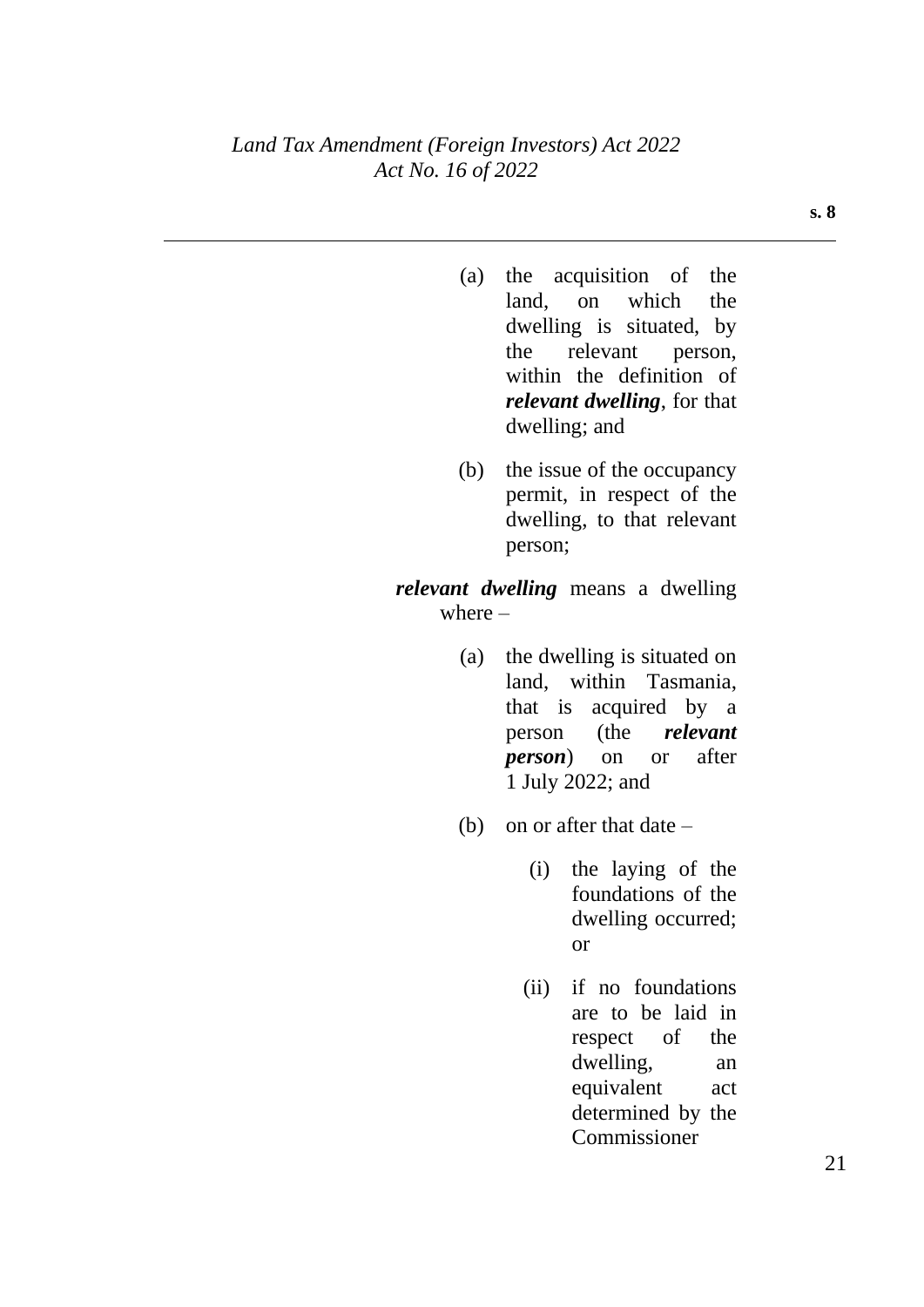(a) the acquisition of the land, on which the dwelling is situated, by the relevant person, within the definition of ***relevant dwelling***, for that dwelling; and

(b) the issue of the occupancy permit, in respect of the dwelling, to that relevant person;

***relevant dwelling*** means a dwelling where –

(a) the dwelling is situated on land, within Tasmania, that is acquired by a person (the ***relevant person***) on or after 1 July 2022; and

(b) on or after that date –

(i) the laying of the foundations of the dwelling occurred; or

(ii) if no foundations are to be laid in respect of the dwelling, an equivalent act determined by the Commissioner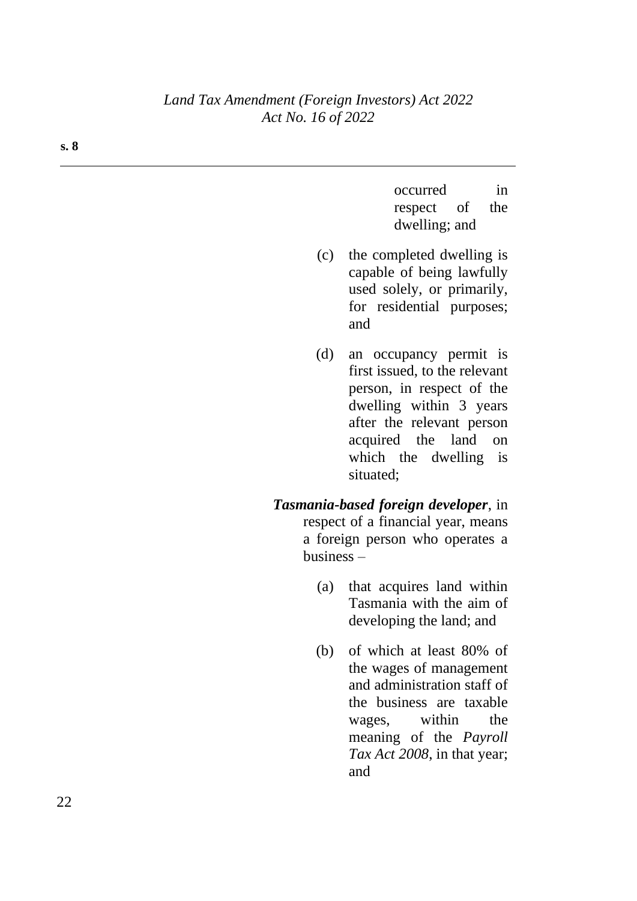occurred in respect of the dwelling; and

(c) the completed dwelling is capable of being lawfully used solely, or primarily, for residential purposes; and

(d) an occupancy permit is first issued, to the relevant person, in respect of the dwelling within 3 years after the relevant person acquired the land on which the dwelling is situated;

***Tasmania-based foreign developer***, in respect of a financial year, means a foreign person who operates a business –

(a) that acquires land within Tasmania with the aim of developing the land; and

(b) of which at least 80% of the wages of management and administration staff of the business are taxable wages, within the meaning of the *Payroll Tax Act 2008*, in that year; and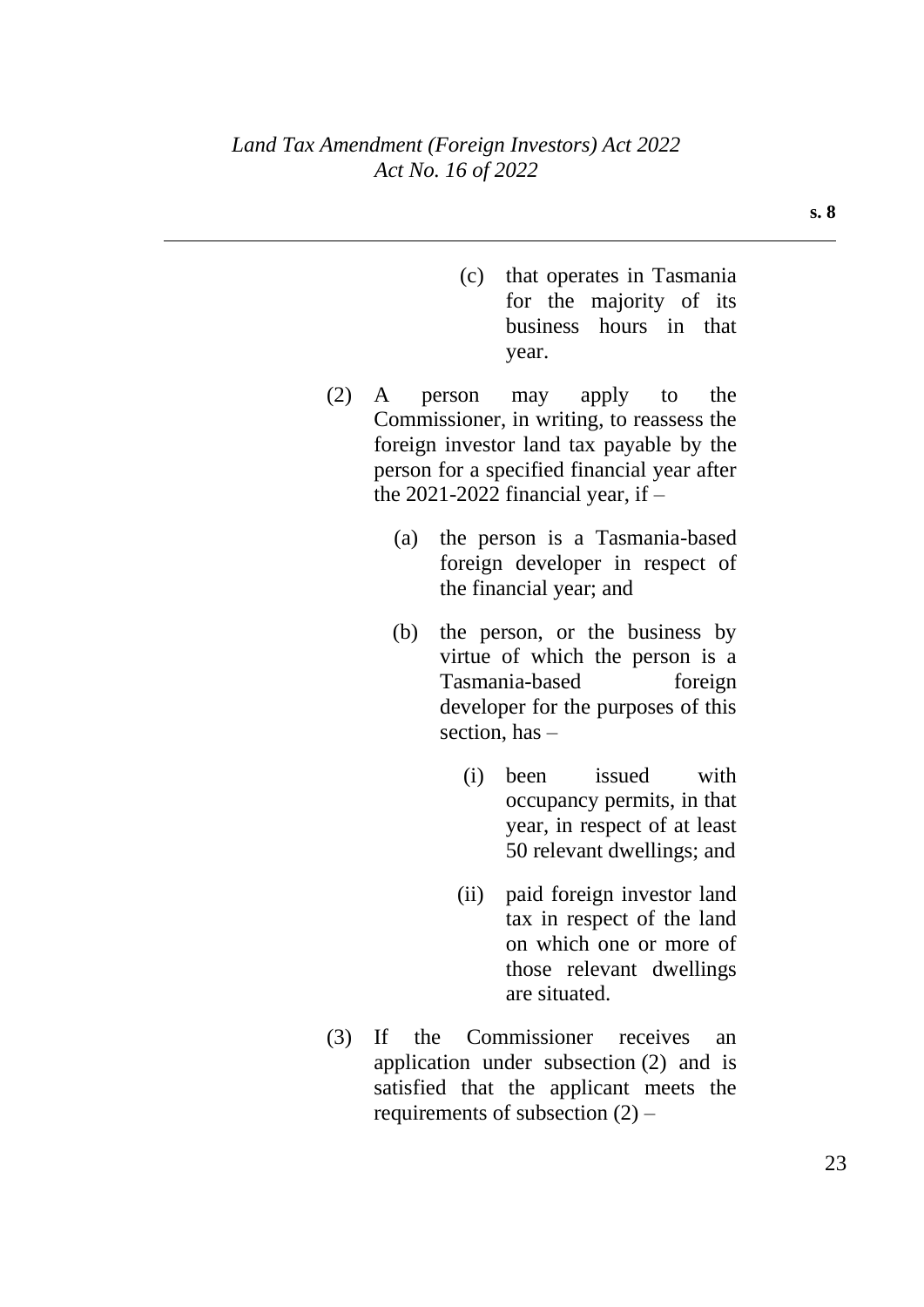(c) that operates in Tasmania for the majority of its business hours in that year.

(2) A person may apply to the Commissioner, in writing, to reassess the foreign investor land tax payable by the person for a specified financial year after the 2021-2022 financial year, if –

(a) the person is a Tasmania-based foreign developer in respect of the financial year; and

(b) the person, or the business by virtue of which the person is a Tasmania-based foreign developer for the purposes of this section, has –

(i) been issued with occupancy permits, in that year, in respect of at least 50 relevant dwellings; and

(ii) paid foreign investor land tax in respect of the land on which one or more of those relevant dwellings are situated.

(3) If the Commissioner receives an application under subsection (2) and is satisfied that the applicant meets the requirements of subsection (2) –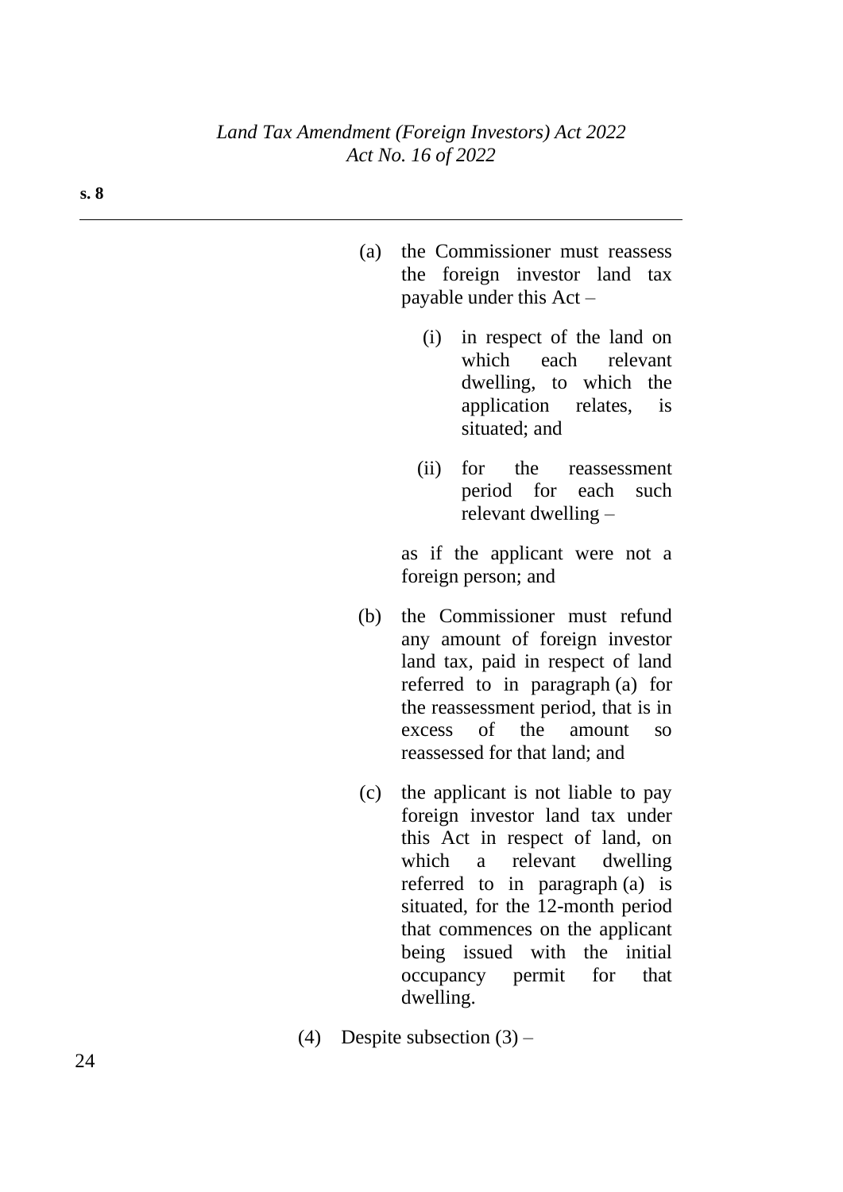(a) the Commissioner must reassess the foreign investor land tax payable under this Act –

  (i) in respect of the land on which each relevant dwelling, to which the application relates, is situated; and

  (ii) for the reassessment period for each such relevant dwelling –

as if the applicant were not a foreign person; and

(b) the Commissioner must refund any amount of foreign investor land tax, paid in respect of land referred to in paragraph (a) for the reassessment period, that is in excess of the amount so reassessed for that land; and

(c) the applicant is not liable to pay foreign investor land tax under this Act in respect of land, on which a relevant dwelling referred to in paragraph (a) is situated, for the 12-month period that commences on the applicant being issued with the initial occupancy permit for that dwelling.

(4) Despite subsection (3) –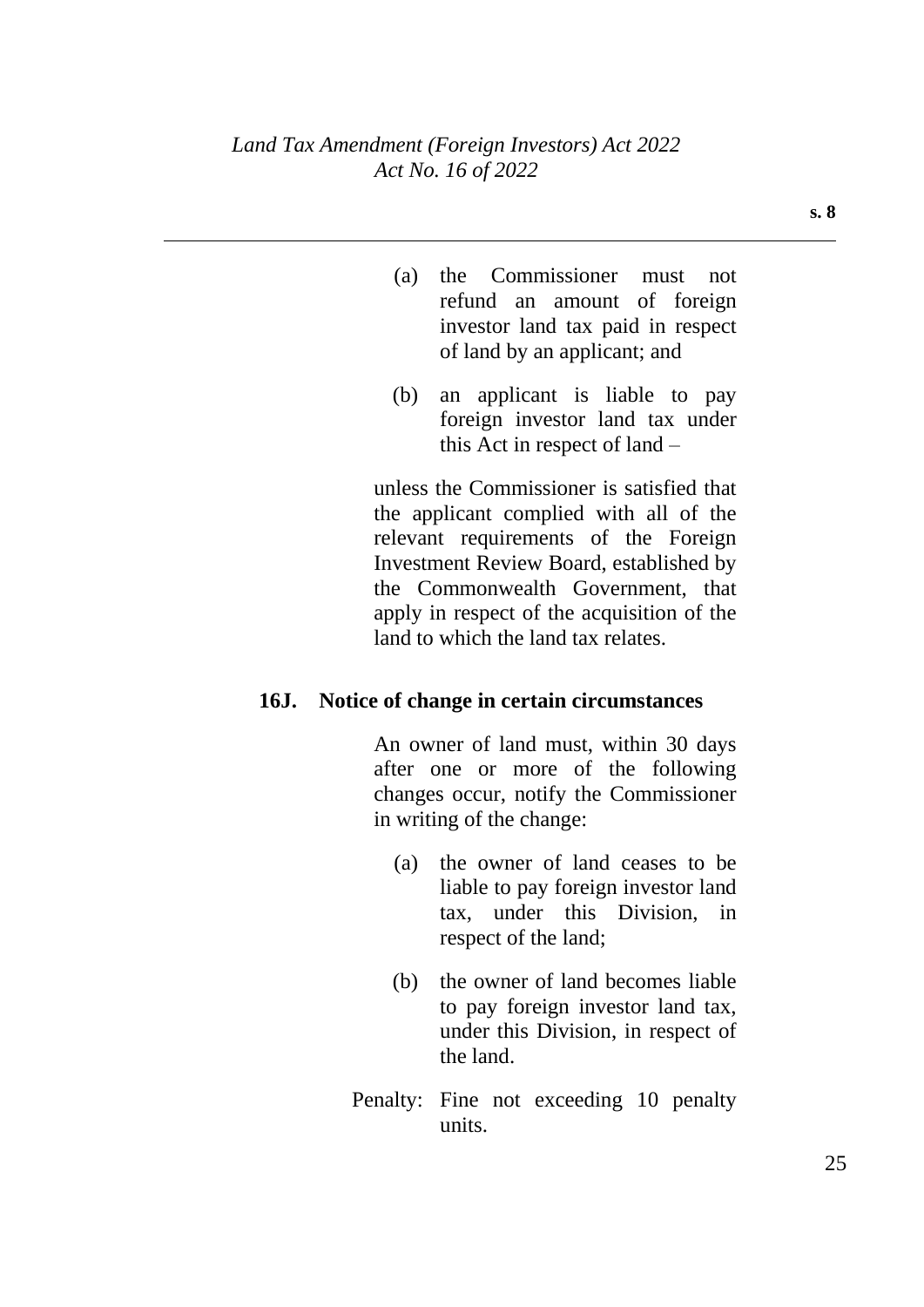(a) the Commissioner must not refund an amount of foreign investor land tax paid in respect of land by an applicant; and

(b) an applicant is liable to pay foreign investor land tax under this Act in respect of land –

unless the Commissioner is satisfied that the applicant complied with all of the relevant requirements of the Foreign Investment Review Board, established by the Commonwealth Government, that apply in respect of the acquisition of the land to which the land tax relates.

**16J. Notice of change in certain circumstances**

An owner of land must, within 30 days after one or more of the following changes occur, notify the Commissioner in writing of the change:

(a) the owner of land ceases to be liable to pay foreign investor land tax, under this Division, in respect of the land;

(b) the owner of land becomes liable to pay foreign investor land tax, under this Division, in respect of the land.

Penalty: Fine not exceeding 10 penalty units.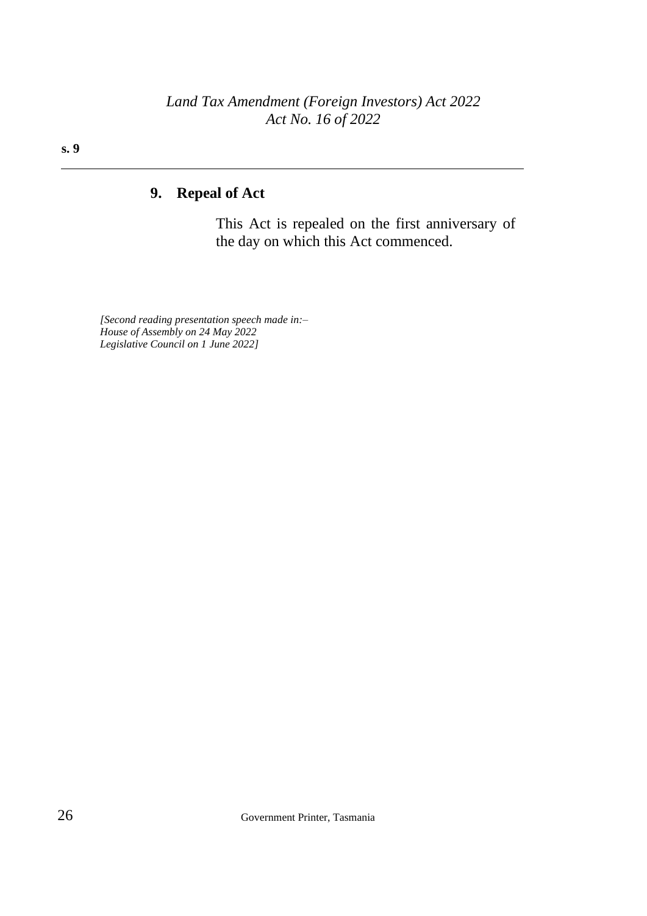## 9. Repeal of Act

This Act is repealed on the first anniversary of the day on which this Act commenced.

*[Second reading presentation speech made in:–*
*House of Assembly on 24 May 2022*
*Legislative Council on 1 June 2022]*